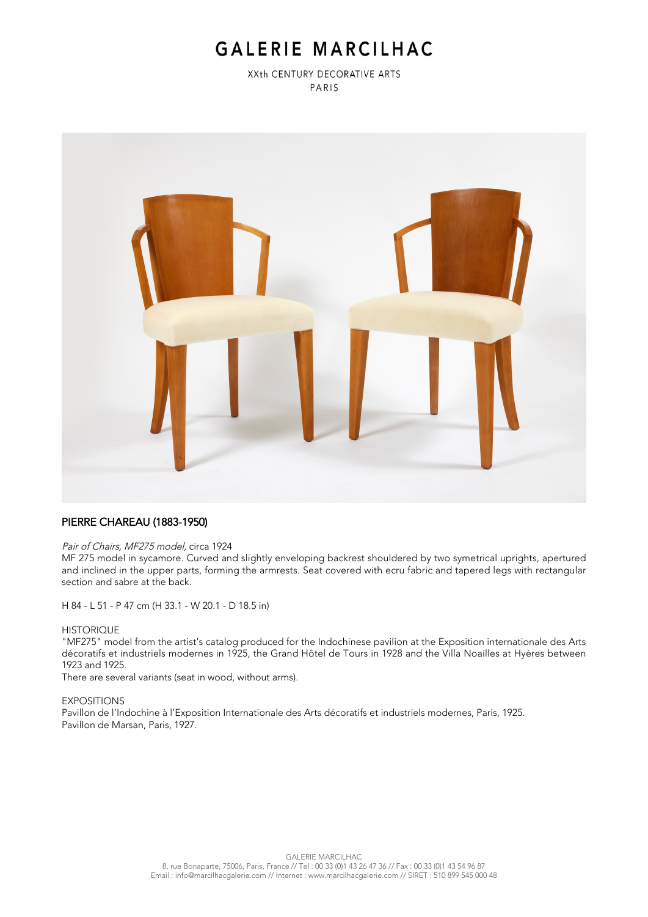# GALERIE MARCILHAC

XXth CENTURY DECORATIVE ARTS
PARIS

## PIERRE CHAREAU (1883-1950)

*Pair of Chairs, MF275 model,* circa 1924

MF 275 model in sycamore. Curved and slightly enveloping backrest shouldered by two symetrical uprights, apertured and inclined in the upper parts, forming the armrests. Seat covered with ecru fabric and tapered legs with rectangular section and sabre at the back.

H 84 - L 51 - P 47 cm (H 33.1 - W 20.1 - D 18.5 in)

HISTORIQUE

"MF275" model from the artist's catalog produced for the Indochinese pavilion at the Exposition internationale des Arts décoratifs et industriels modernes in 1925, the Grand Hôtel de Tours in 1928 and the Villa Noailles at Hyères between 1923 and 1925.

There are several variants (seat in wood, without arms).

EXPOSITIONS

Pavillon de l'Indochine à l'Exposition Internationale des Arts décoratifs et industriels modernes, Paris, 1925.

Pavillon de Marsan, Paris, 1927.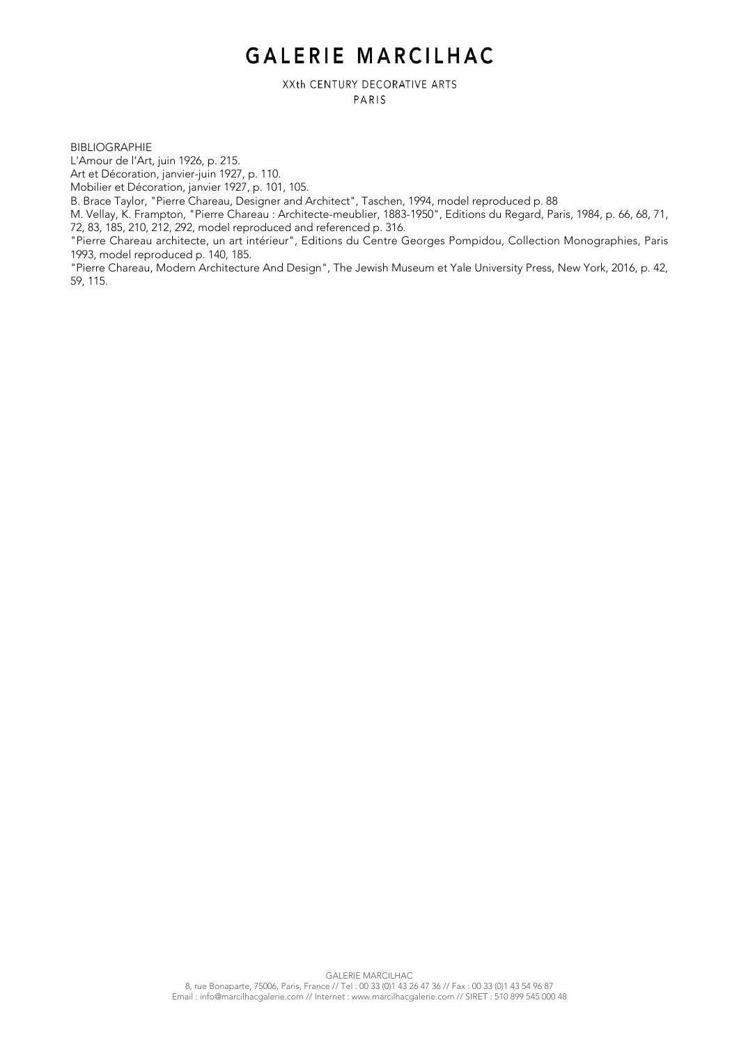BIBLIOGRAPHIE

L'Amour de l'Art, juin 1926, p. 215.

Art et Décoration, janvier-juin 1927, p. 110.

Mobilier et Décoration, janvier 1927, p. 101, 105.

B. Brace Taylor, "Pierre Chareau, Designer and Architect", Taschen, 1994, model reproduced p. 88

M. Vellay, K. Frampton, "Pierre Chareau : Architecte-meublier, 1883-1950", Editions du Regard, Paris, 1984, p. 66, 68, 71, 72, 83, 185, 210, 212, 292, model reproduced and referenced p. 316.

"Pierre Chareau architecte, un art intérieur", Editions du Centre Georges Pompidou, Collection Monographies, Paris 1993, model reproduced p. 140, 185.

"Pierre Chareau, Modern Architecture And Design", The Jewish Museum et Yale University Press, New York, 2016, p. 42, 59, 115.